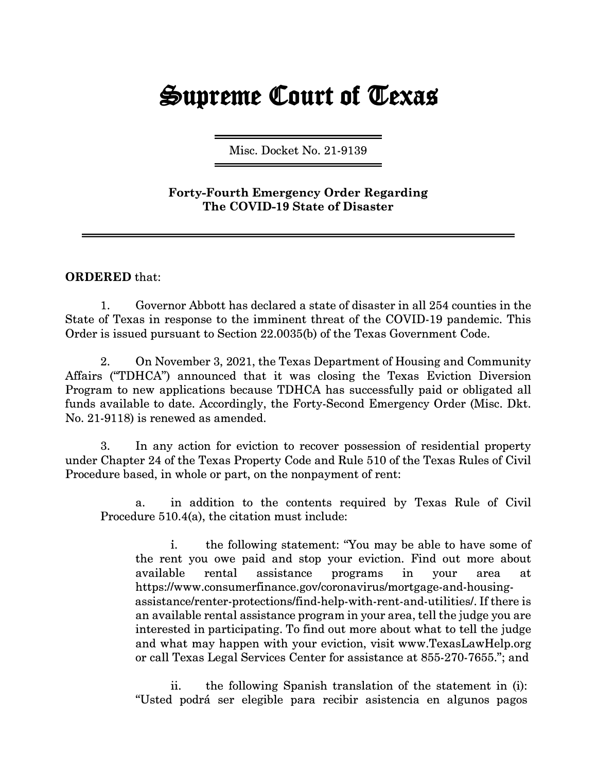# Supreme Court of Texas

Misc. Docket No. 21-9139

**Forty-Fourth Emergency Order Regarding The COVID-19 State of Disaster**

**ORDERED** that:

1. Governor Abbott has declared a state of disaster in all 254 counties in the State of Texas in response to the imminent threat of the COVID-19 pandemic. This Order is issued pursuant to Section 22.0035(b) of the Texas Government Code.

2. On November 3, 2021, the Texas Department of Housing and Community Affairs ("TDHCA") announced that it was closing the Texas Eviction Diversion Program to new applications because TDHCA has successfully paid or obligated all funds available to date. Accordingly, the Forty-Second Emergency Order (Misc. Dkt. No. 21-9118) is renewed as amended.

3. In any action for eviction to recover possession of residential property under Chapter 24 of the Texas Property Code and Rule 510 of the Texas Rules of Civil Procedure based, in whole or part, on the nonpayment of rent:

   a. in addition to the contents required by Texas Rule of Civil Procedure 510.4(a), the citation must include:

      i. the following statement: "You may be able to have some of the rent you owe paid and stop your eviction. Find out more about available rental assistance programs in your area at https://www.consumerfinance.gov/coronavirus/mortgage-and-housing-assistance/renter-protections/find-help-with-rent-and-utilities/. If there is an available rental assistance program in your area, tell the judge you are interested in participating. To find out more about what to tell the judge and what may happen with your eviction, visit www.TexasLawHelp.org or call Texas Legal Services Center for assistance at 855-270-7655."; and

      ii. the following Spanish translation of the statement in (i): "Usted podrá ser elegible para recibir asistencia en algunos pagos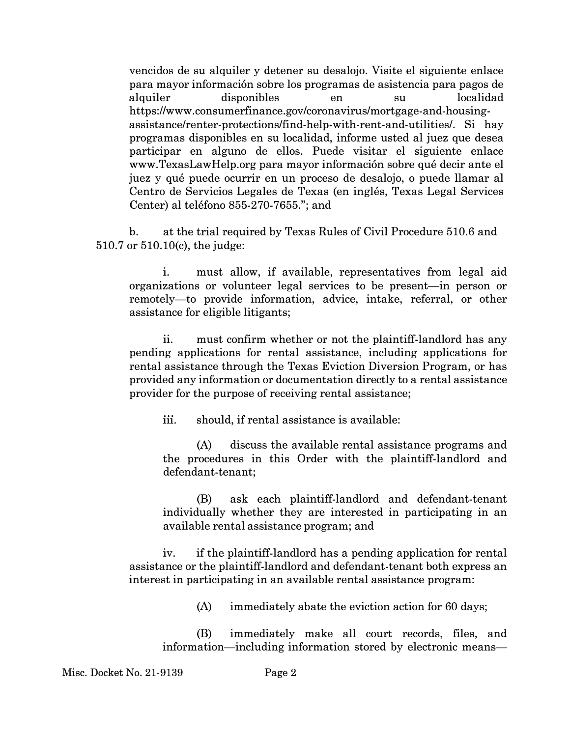vencidos de su alquiler y detener su desalojo. Visite el siguiente enlace para mayor información sobre los programas de asistencia para pagos de alquiler disponibles en su localidad https://www.consumerfinance.gov/coronavirus/mortgage-and-housing-assistance/renter-protections/find-help-with-rent-and-utilities/. Si hay programas disponibles en su localidad, informe usted al juez que desea participar en alguno de ellos. Puede visitar el siguiente enlace www.TexasLawHelp.org para mayor información sobre qué decir ante el juez y qué puede ocurrir en un proceso de desalojo, o puede llamar al Centro de Servicios Legales de Texas (en inglés, Texas Legal Services Center) al teléfono 855-270-7655."; and

b. at the trial required by Texas Rules of Civil Procedure 510.6 and 510.7 or 510.10(c), the judge:

i. must allow, if available, representatives from legal aid organizations or volunteer legal services to be present—in person or remotely—to provide information, advice, intake, referral, or other assistance for eligible litigants;

ii. must confirm whether or not the plaintiff-landlord has any pending applications for rental assistance, including applications for rental assistance through the Texas Eviction Diversion Program, or has provided any information or documentation directly to a rental assistance provider for the purpose of receiving rental assistance;

iii. should, if rental assistance is available:

(A) discuss the available rental assistance programs and the procedures in this Order with the plaintiff-landlord and defendant-tenant;

(B) ask each plaintiff-landlord and defendant-tenant individually whether they are interested in participating in an available rental assistance program; and

iv. if the plaintiff-landlord has a pending application for rental assistance or the plaintiff-landlord and defendant-tenant both express an interest in participating in an available rental assistance program:

(A) immediately abate the eviction action for 60 days;

(B) immediately make all court records, files, and information—including information stored by electronic means—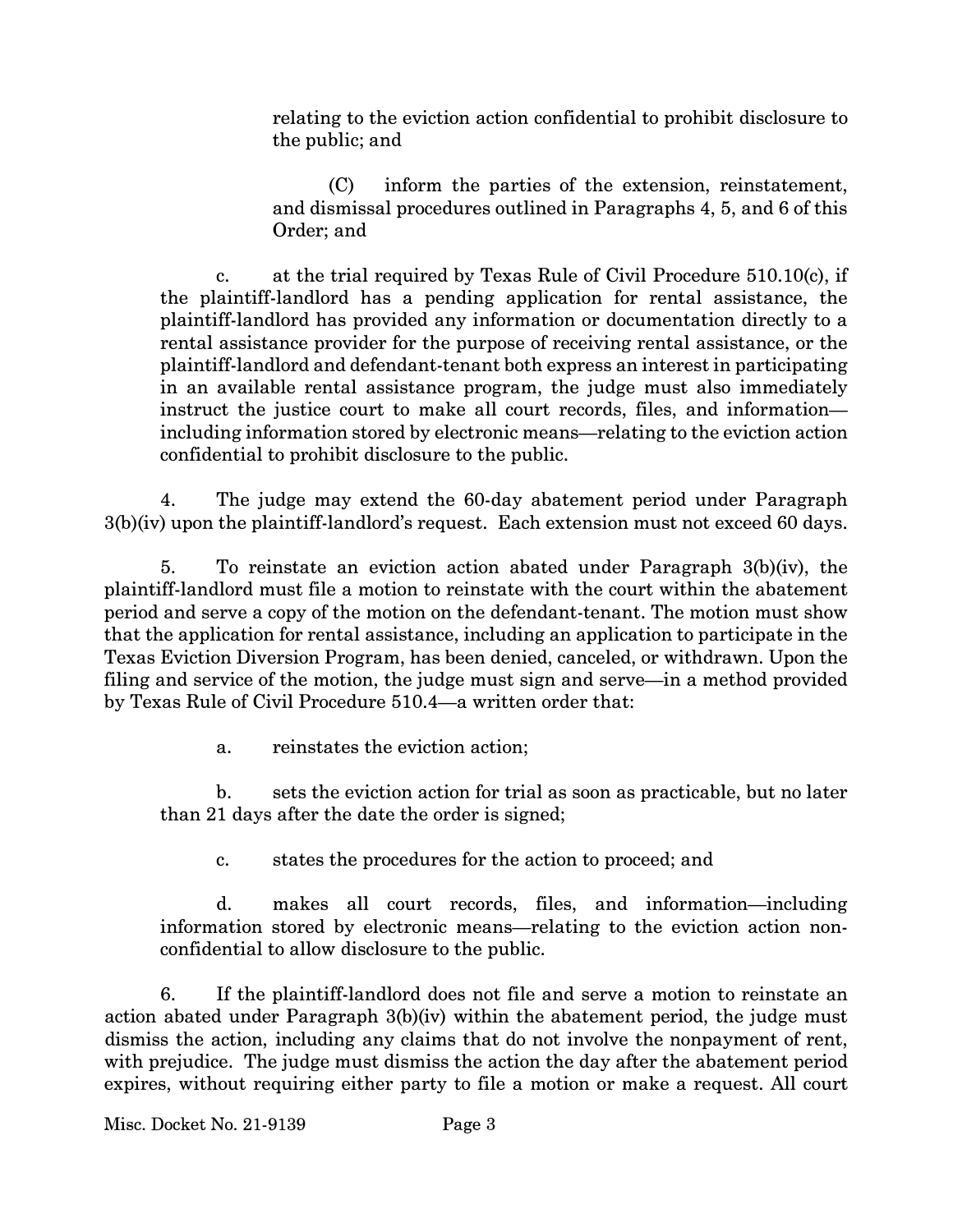relating to the eviction action confidential to prohibit disclosure to the public; and

(C) inform the parties of the extension, reinstatement, and dismissal procedures outlined in Paragraphs 4, 5, and 6 of this Order; and

c. at the trial required by Texas Rule of Civil Procedure 510.10(c), if the plaintiff-landlord has a pending application for rental assistance, the plaintiff-landlord has provided any information or documentation directly to a rental assistance provider for the purpose of receiving rental assistance, or the plaintiff-landlord and defendant-tenant both express an interest in participating in an available rental assistance program, the judge must also immediately instruct the justice court to make all court records, files, and information—including information stored by electronic means—relating to the eviction action confidential to prohibit disclosure to the public.

4. The judge may extend the 60-day abatement period under Paragraph 3(b)(iv) upon the plaintiff-landlord's request. Each extension must not exceed 60 days.

5. To reinstate an eviction action abated under Paragraph 3(b)(iv), the plaintiff-landlord must file a motion to reinstate with the court within the abatement period and serve a copy of the motion on the defendant-tenant. The motion must show that the application for rental assistance, including an application to participate in the Texas Eviction Diversion Program, has been denied, canceled, or withdrawn. Upon the filing and service of the motion, the judge must sign and serve—in a method provided by Texas Rule of Civil Procedure 510.4—a written order that:

a. reinstates the eviction action;

b. sets the eviction action for trial as soon as practicable, but no later than 21 days after the date the order is signed;

c. states the procedures for the action to proceed; and

d. makes all court records, files, and information—including information stored by electronic means—relating to the eviction action non-confidential to allow disclosure to the public.

6. If the plaintiff-landlord does not file and serve a motion to reinstate an action abated under Paragraph 3(b)(iv) within the abatement period, the judge must dismiss the action, including any claims that do not involve the nonpayment of rent, with prejudice. The judge must dismiss the action the day after the abatement period expires, without requiring either party to file a motion or make a request. All court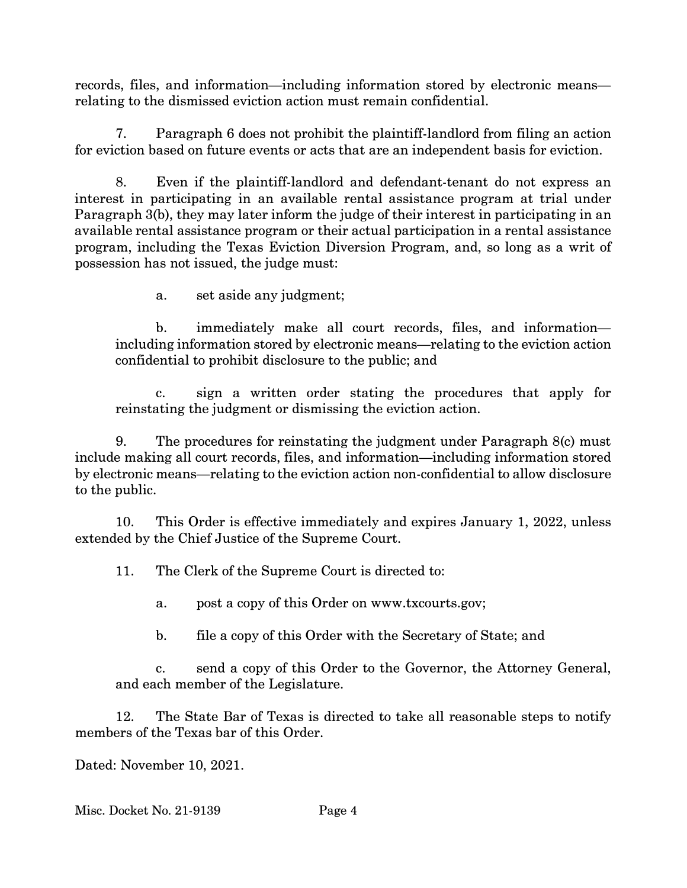records, files, and information—including information stored by electronic means—relating to the dismissed eviction action must remain confidential.

7. Paragraph 6 does not prohibit the plaintiff-landlord from filing an action for eviction based on future events or acts that are an independent basis for eviction.

8. Even if the plaintiff-landlord and defendant-tenant do not express an interest in participating in an available rental assistance program at trial under Paragraph 3(b), they may later inform the judge of their interest in participating in an available rental assistance program or their actual participation in a rental assistance program, including the Texas Eviction Diversion Program, and, so long as a writ of possession has not issued, the judge must:

a. set aside any judgment;

b. immediately make all court records, files, and information—including information stored by electronic means—relating to the eviction action confidential to prohibit disclosure to the public; and

c. sign a written order stating the procedures that apply for reinstating the judgment or dismissing the eviction action.

9. The procedures for reinstating the judgment under Paragraph 8(c) must include making all court records, files, and information—including information stored by electronic means—relating to the eviction action non-confidential to allow disclosure to the public.

10. This Order is effective immediately and expires January 1, 2022, unless extended by the Chief Justice of the Supreme Court.

11. The Clerk of the Supreme Court is directed to:

a. post a copy of this Order on www.txcourts.gov;

b. file a copy of this Order with the Secretary of State; and

c. send a copy of this Order to the Governor, the Attorney General, and each member of the Legislature.

12. The State Bar of Texas is directed to take all reasonable steps to notify members of the Texas bar of this Order.

Dated: November 10, 2021.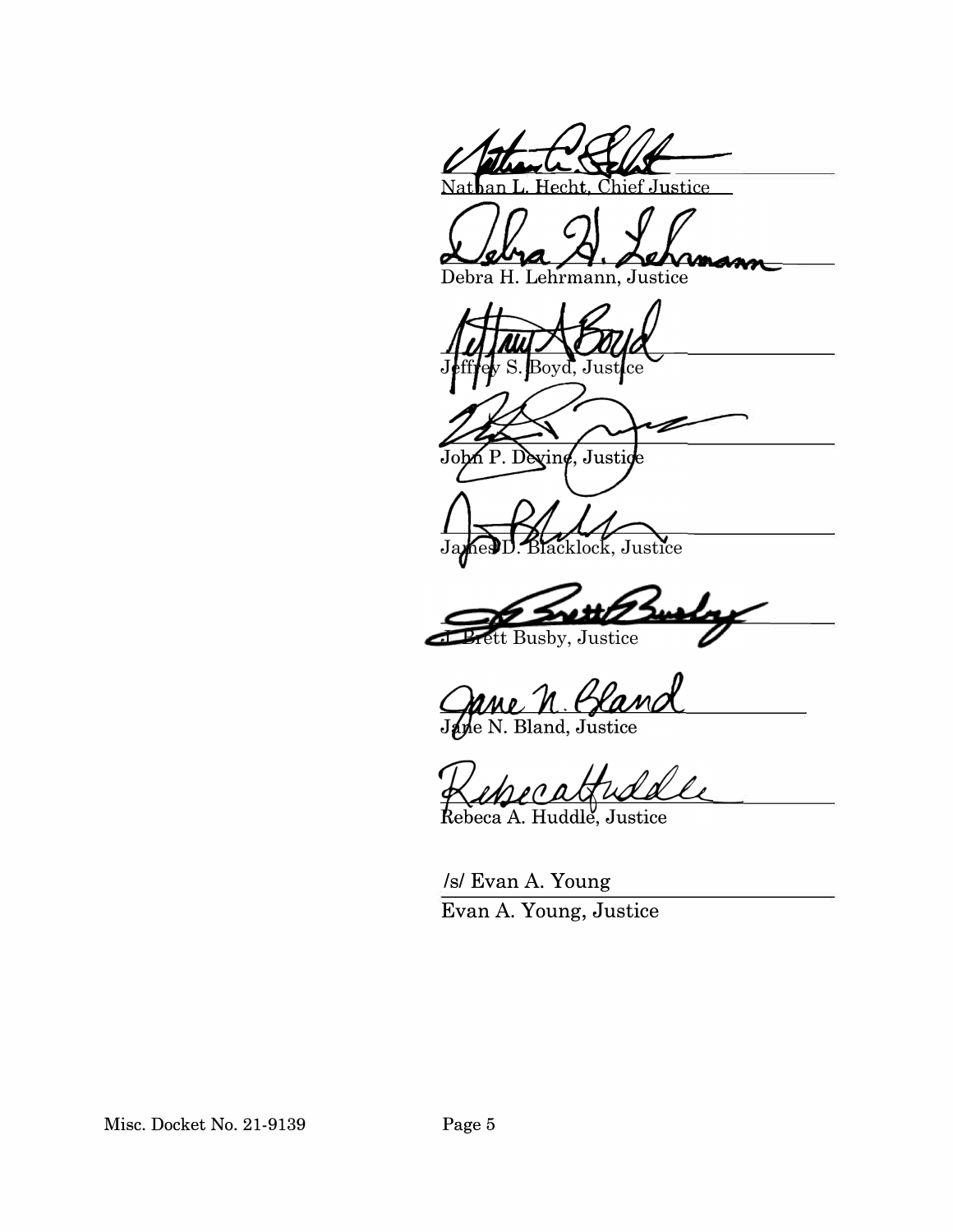\_\_\_\_\_\_\_\_\_\_\_\_\_\_\_\_\_\_\_\_\_\_\_\_\_\_\_\_\_\_\_\_\_\_\_\_\_\_\_\_
Nathan L. Hecht, Chief Justice

\_\_\_\_\_\_\_\_\_\_\_\_\_\_\_\_\_\_\_\_\_\_\_\_\_\_\_\_\_\_\_\_\_\_\_\_\_\_\_\_
Debra H. Lehrmann, Justice

\_\_\_\_\_\_\_\_\_\_\_\_\_\_\_\_\_\_\_\_\_\_\_\_\_\_\_\_\_\_\_\_\_\_\_\_\_\_\_\_
Jeffrey S. Boyd, Justice

\_\_\_\_\_\_\_\_\_\_\_\_\_\_\_\_\_\_\_\_\_\_\_\_\_\_\_\_\_\_\_\_\_\_\_\_\_\_\_\_
John P. Devine, Justice

\_\_\_\_\_\_\_\_\_\_\_\_\_\_\_\_\_\_\_\_\_\_\_\_\_\_\_\_\_\_\_\_\_\_\_\_\_\_\_\_
James D. Blacklock, Justice

\_\_\_\_\_\_\_\_\_\_\_\_\_\_\_\_\_\_\_\_\_\_\_\_\_\_\_\_\_\_\_\_\_\_\_\_\_\_\_\_
J. Brett Busby, Justice

\_\_\_\_\_\_\_\_\_\_\_\_\_\_\_\_\_\_\_\_\_\_\_\_\_\_\_\_\_\_\_\_\_\_\_\_\_\_\_\_
Jane N. Bland, Justice

\_\_\_\_\_\_\_\_\_\_\_\_\_\_\_\_\_\_\_\_\_\_\_\_\_\_\_\_\_\_\_\_\_\_\_\_\_\_\_\_
Rebeca A. Huddle, Justice

/s/ Evan A. Young
\_\_\_\_\_\_\_\_\_\_\_\_\_\_\_\_\_\_\_\_\_\_\_\_\_\_\_\_\_\_\_\_\_\_\_\_\_\_\_\_
Evan A. Young, Justice

Misc. Docket No. 21-9139